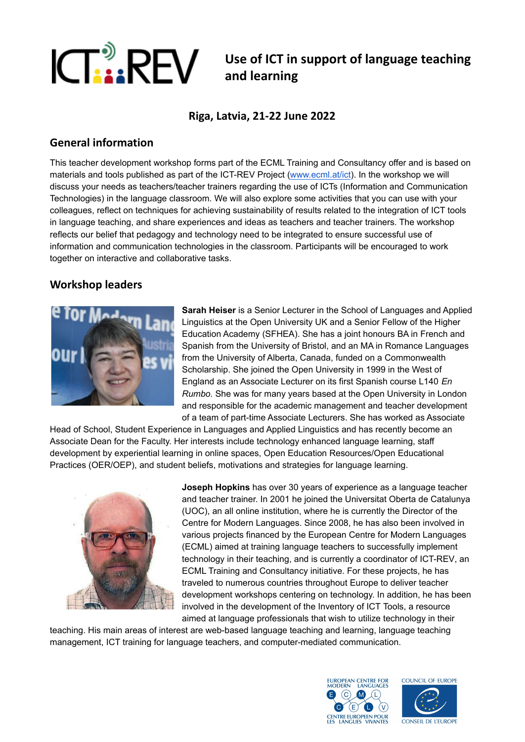# ICT-REV

## Use of ICT in support of language teaching and learning

### Riga, Latvia, 21-22 June 2022

## General information

This teacher development workshop forms part of the ECML Training and Consultancy offer and is based on materials and tools published as part of the ICT-REV Project (www.ecml.at/ict). In the workshop we will discuss your needs as teachers/teacher trainers regarding the use of ICTs (Information and Communication Technologies) in the language classroom. We will also explore some activities that you can use with your colleagues, reflect on techniques for achieving sustainability of results related to the integration of ICT tools in language teaching, and share experiences and ideas as teachers and teacher trainers. The workshop reflects our belief that pedagogy and technology need to be integrated to ensure successful use of information and communication technologies in the classroom. Participants will be encouraged to work together on interactive and collaborative tasks.

## Workshop leaders

**Sarah Heiser** is a Senior Lecturer in the School of Languages and Applied Linguistics at the Open University UK and a Senior Fellow of the Higher Education Academy (SFHEA). She has a joint honours BA in French and Spanish from the University of Bristol, and an MA in Romance Languages from the University of Alberta, Canada, funded on a Commonwealth Scholarship. She joined the Open University in 1999 in the West of England as an Associate Lecturer on its first Spanish course L140 *En Rumbo.* She was for many years based at the Open University in London and responsible for the academic management and teacher development of a team of part-time Associate Lecturers. She has worked as Associate Head of School, Student Experience in Languages and Applied Linguistics and has recently become an Associate Dean for the Faculty. Her interests include technology enhanced language learning, staff development by experiential learning in online spaces, Open Education Resources/Open Educational Practices (OER/OEP), and student beliefs, motivations and strategies for language learning.

**Joseph Hopkins** has over 30 years of experience as a language teacher and teacher trainer. In 2001 he joined the Universitat Oberta de Catalunya (UOC), an all online institution, where he is currently the Director of the Centre for Modern Languages. Since 2008, he has also been involved in various projects financed by the European Centre for Modern Languages (ECML) aimed at training language teachers to successfully implement technology in their teaching, and is currently a coordinator of ICT-REV, an ECML Training and Consultancy initiative. For these projects, he has traveled to numerous countries throughout Europe to deliver teacher development workshops centering on technology. In addition, he has been involved in the development of the Inventory of ICT Tools, a resource aimed at language professionals that wish to utilize technology in their teaching. His main areas of interest are web-based language teaching and learning, language teaching management, ICT training for language teachers, and computer-mediated communication.

EUROPEAN CENTRE FOR MODERN LANGUAGES / CENTRE EUROPEEN POUR LES LANGUES VIVANTES

COUNCIL OF EUROPE / CONSEIL DE L'EUROPE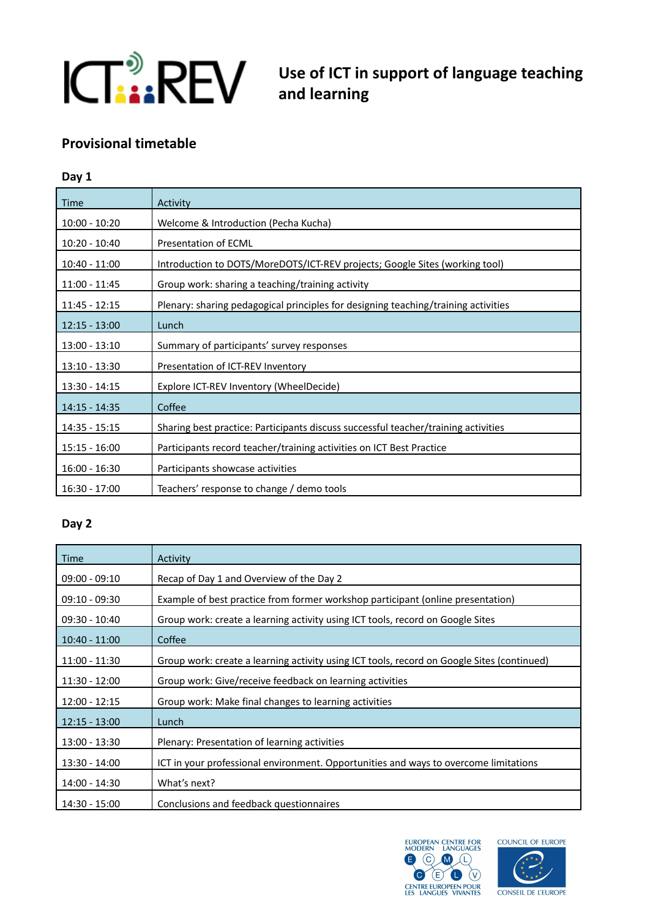ICT REV

# Use of ICT in support of language teaching and learning

## Provisional timetable

### Day 1

| Time | Activity |
|---|---|
| 10:00 - 10:20 | Welcome & Introduction (Pecha Kucha) |
| 10:20 - 10:40 | Presentation of ECML |
| 10:40 - 11:00 | Introduction to DOTS/MoreDOTS/ICT-REV projects; Google Sites (working tool) |
| 11:00 - 11:45 | Group work: sharing a teaching/training activity |
| 11:45 - 12:15 | Plenary: sharing pedagogical principles for designing teaching/training activities |
| 12:15 - 13:00 | Lunch |
| 13:00 - 13:10 | Summary of participants' survey responses |
| 13:10 - 13:30 | Presentation of ICT-REV Inventory |
| 13:30 - 14:15 | Explore ICT-REV Inventory (WheelDecide) |
| 14:15 - 14:35 | Coffee |
| 14:35 - 15:15 | Sharing best practice: Participants discuss successful teacher/training activities |
| 15:15 - 16:00 | Participants record teacher/training activities on ICT Best Practice |
| 16:00 - 16:30 | Participants showcase activities |
| 16:30 - 17:00 | Teachers' response to change / demo tools |

### Day 2

| Time | Activity |
|---|---|
| 09:00 - 09:10 | Recap of Day 1 and Overview of the Day 2 |
| 09:10 - 09:30 | Example of best practice from former workshop participant (online presentation) |
| 09:30 - 10:40 | Group work: create a learning activity using ICT tools, record on Google Sites |
| 10:40 - 11:00 | Coffee |
| 11:00 - 11:30 | Group work: create a learning activity using ICT tools, record on Google Sites (continued) |
| 11:30 - 12:00 | Group work: Give/receive feedback on learning activities |
| 12:00 - 12:15 | Group work: Make final changes to learning activities |
| 12:15 - 13:00 | Lunch |
| 13:00 - 13:30 | Plenary: Presentation of learning activities |
| 13:30 - 14:00 | ICT in your professional environment. Opportunities and ways to overcome limitations |
| 14:00 - 14:30 | What's next? |
| 14:30 - 15:00 | Conclusions and feedback questionnaires |

EUROPEAN CENTRE FOR MODERN LANGUAGES
CENTRE EUROPEEN POUR LES LANGUES VIVANTES

COUNCIL OF EUROPE
CONSEIL DE L'EUROPE